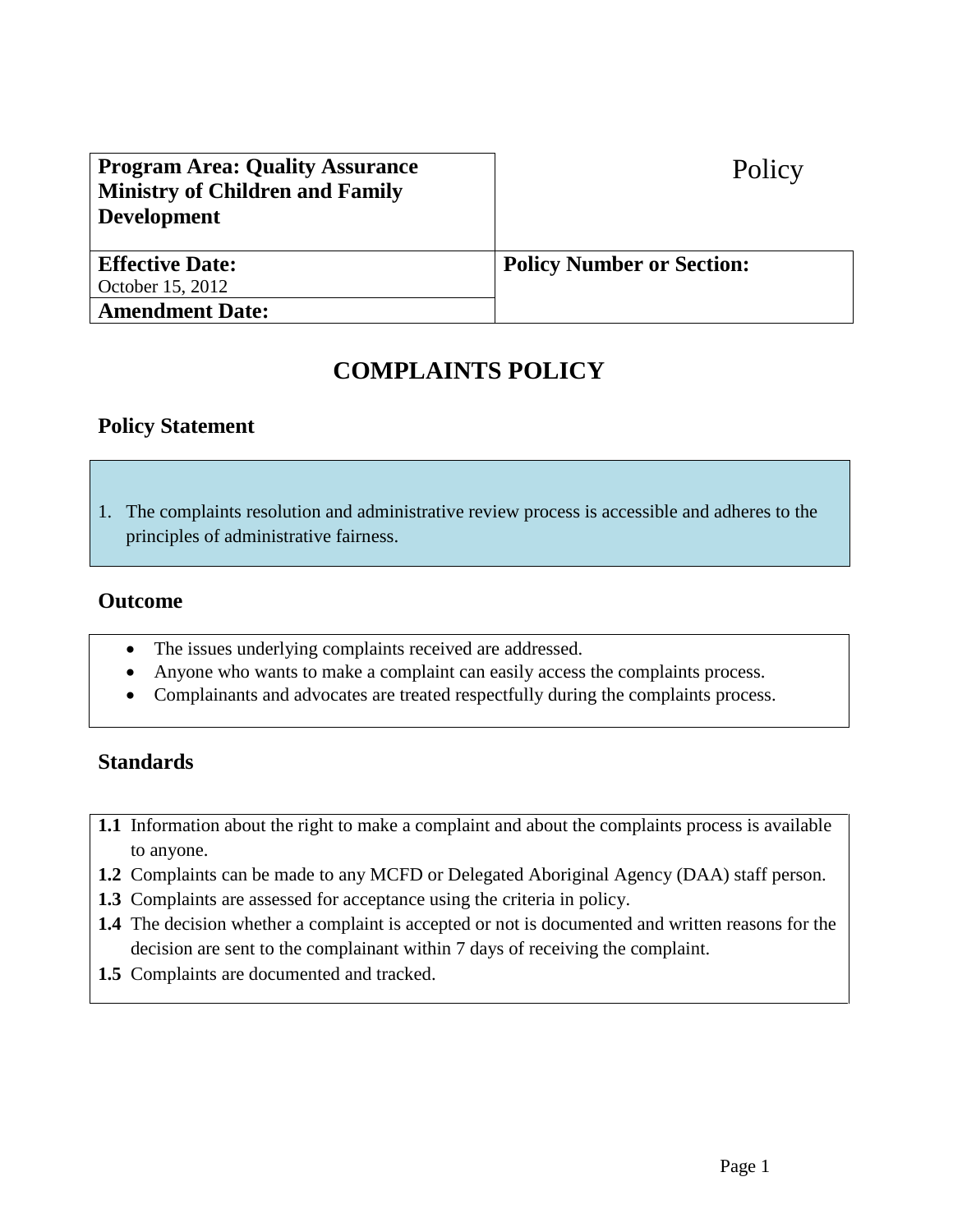| **Program Area: Quality Assurance Ministry of Children and Family Development** | Policy |
|---|---|
| **Effective Date:** October 15, 2012 | **Policy Number or Section:** |
| **Amendment Date:** | |

# COMPLAINTS POLICY

## Policy Statement

1. The complaints resolution and administrative review process is accessible and adheres to the principles of administrative fairness.

## Outcome

- The issues underlying complaints received are addressed.
- Anyone who wants to make a complaint can easily access the complaints process.
- Complainants and advocates are treated respectfully during the complaints process.

## Standards

**1.1** Information about the right to make a complaint and about the complaints process is available to anyone.

**1.2** Complaints can be made to any MCFD or Delegated Aboriginal Agency (DAA) staff person.

**1.3** Complaints are assessed for acceptance using the criteria in policy.

**1.4** The decision whether a complaint is accepted or not is documented and written reasons for the decision are sent to the complainant within 7 days of receiving the complaint.

**1.5** Complaints are documented and tracked.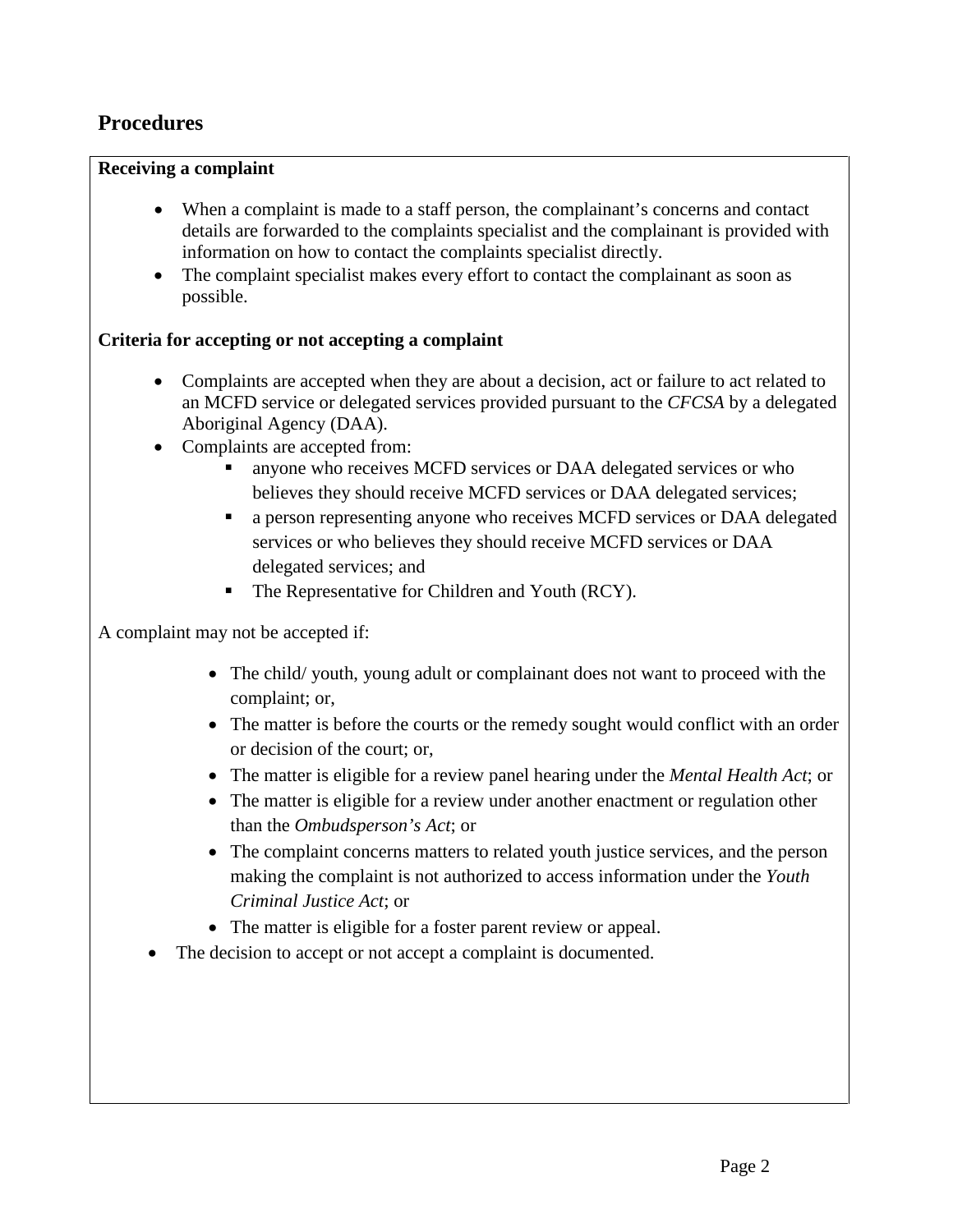## Procedures

**Receiving a complaint**

- When a complaint is made to a staff person, the complainant's concerns and contact details are forwarded to the complaints specialist and the complainant is provided with information on how to contact the complaints specialist directly.
- The complaint specialist makes every effort to contact the complainant as soon as possible.

**Criteria for accepting or not accepting a complaint**

- Complaints are accepted when they are about a decision, act or failure to act related to an MCFD service or delegated services provided pursuant to the *CFCSA* by a delegated Aboriginal Agency (DAA).
- Complaints are accepted from:
  - anyone who receives MCFD services or DAA delegated services or who believes they should receive MCFD services or DAA delegated services;
  - a person representing anyone who receives MCFD services or DAA delegated services or who believes they should receive MCFD services or DAA delegated services; and
  - The Representative for Children and Youth (RCY).

A complaint may not be accepted if:

- The child/ youth, young adult or complainant does not want to proceed with the complaint; or,
- The matter is before the courts or the remedy sought would conflict with an order or decision of the court; or,
- The matter is eligible for a review panel hearing under the *Mental Health Act*; or
- The matter is eligible for a review under another enactment or regulation other than the *Ombudsperson's Act*; or
- The complaint concerns matters to related youth justice services, and the person making the complaint is not authorized to access information under the *Youth Criminal Justice Act*; or
- The matter is eligible for a foster parent review or appeal.

- The decision to accept or not accept a complaint is documented.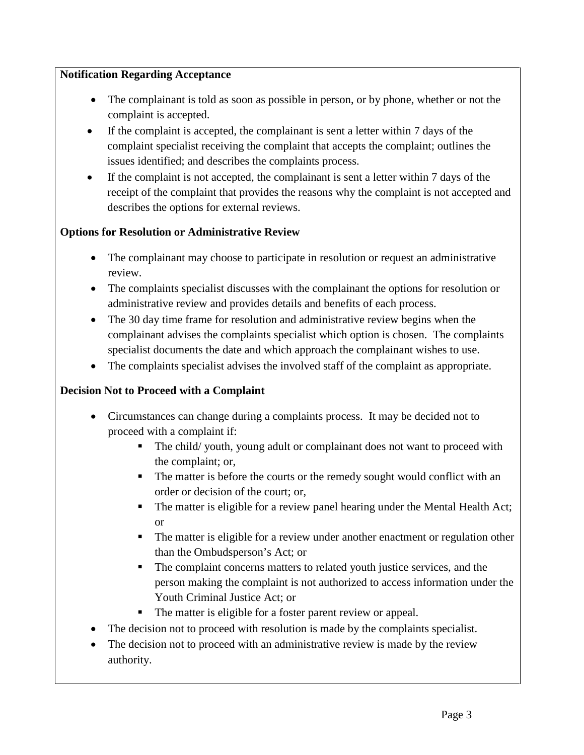**Notification Regarding Acceptance**

- The complainant is told as soon as possible in person, or by phone, whether or not the complaint is accepted.
- If the complaint is accepted, the complainant is sent a letter within 7 days of the complaint specialist receiving the complaint that accepts the complaint; outlines the issues identified; and describes the complaints process.
- If the complaint is not accepted, the complainant is sent a letter within 7 days of the receipt of the complaint that provides the reasons why the complaint is not accepted and describes the options for external reviews.

**Options for Resolution or Administrative Review**

- The complainant may choose to participate in resolution or request an administrative review.
- The complaints specialist discusses with the complainant the options for resolution or administrative review and provides details and benefits of each process.
- The 30 day time frame for resolution and administrative review begins when the complainant advises the complaints specialist which option is chosen. The complaints specialist documents the date and which approach the complainant wishes to use.
- The complaints specialist advises the involved staff of the complaint as appropriate.

**Decision Not to Proceed with a Complaint**

- Circumstances can change during a complaints process. It may be decided not to proceed with a complaint if:
  - The child/ youth, young adult or complainant does not want to proceed with the complaint; or,
  - The matter is before the courts or the remedy sought would conflict with an order or decision of the court; or,
  - The matter is eligible for a review panel hearing under the Mental Health Act; or
  - The matter is eligible for a review under another enactment or regulation other than the Ombudsperson's Act; or
  - The complaint concerns matters to related youth justice services, and the person making the complaint is not authorized to access information under the Youth Criminal Justice Act; or
  - The matter is eligible for a foster parent review or appeal.
- The decision not to proceed with resolution is made by the complaints specialist.
- The decision not to proceed with an administrative review is made by the review authority.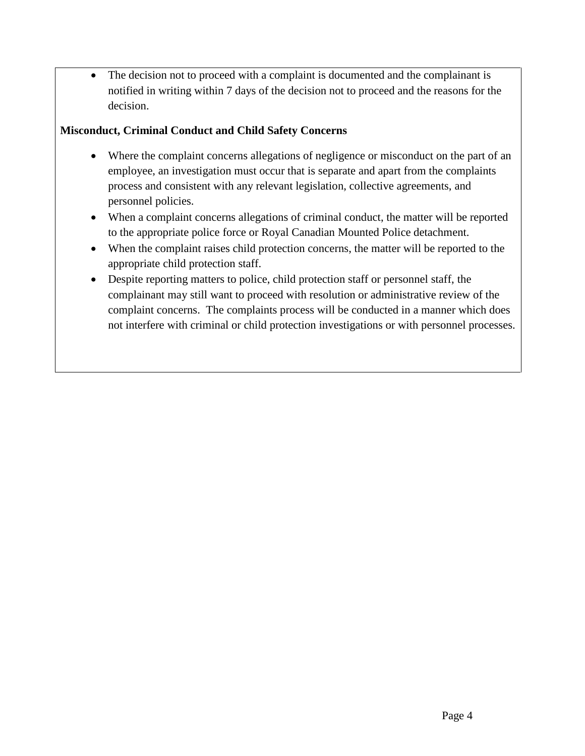- The decision not to proceed with a complaint is documented and the complainant is notified in writing within 7 days of the decision not to proceed and the reasons for the decision.

**Misconduct, Criminal Conduct and Child Safety Concerns**

- Where the complaint concerns allegations of negligence or misconduct on the part of an employee, an investigation must occur that is separate and apart from the complaints process and consistent with any relevant legislation, collective agreements, and personnel policies.
- When a complaint concerns allegations of criminal conduct, the matter will be reported to the appropriate police force or Royal Canadian Mounted Police detachment.
- When the complaint raises child protection concerns, the matter will be reported to the appropriate child protection staff.
- Despite reporting matters to police, child protection staff or personnel staff, the complainant may still want to proceed with resolution or administrative review of the complaint concerns. The complaints process will be conducted in a manner which does not interfere with criminal or child protection investigations or with personnel processes.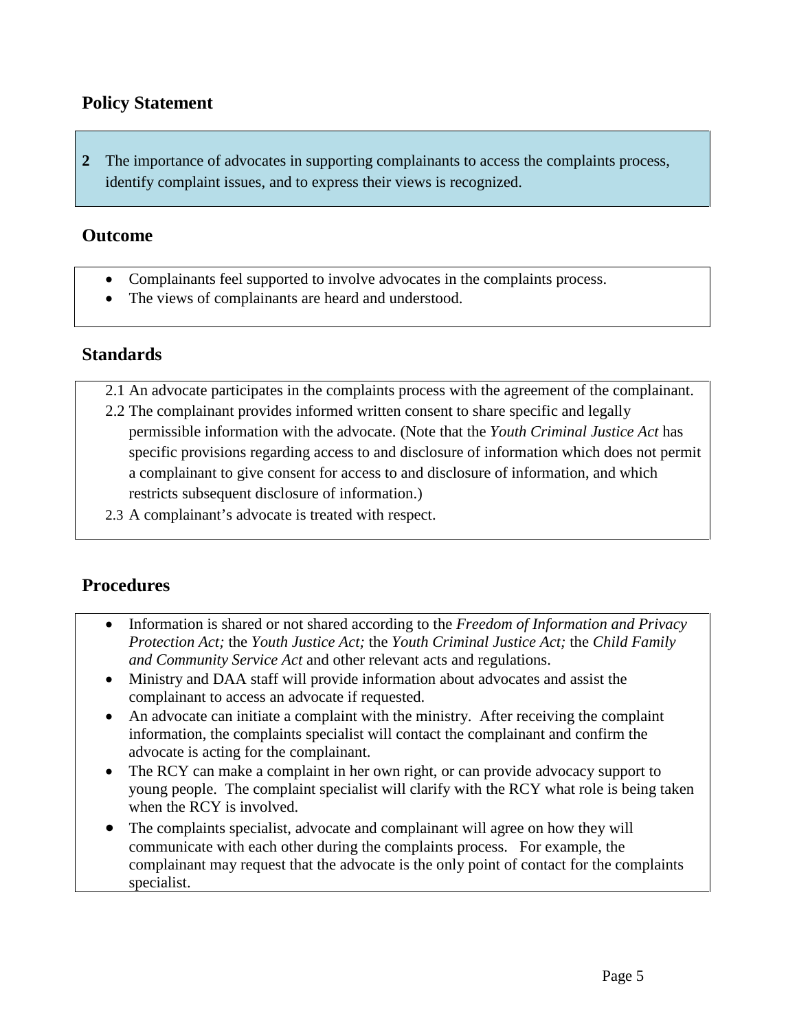## Policy Statement

**2** The importance of advocates in supporting complainants to access the complaints process, identify complaint issues, and to express their views is recognized.

## Outcome

- Complainants feel supported to involve advocates in the complaints process.
- The views of complainants are heard and understood.

## Standards

2.1 An advocate participates in the complaints process with the agreement of the complainant.

2.2 The complainant provides informed written consent to share specific and legally permissible information with the advocate. (Note that the *Youth Criminal Justice Act* has specific provisions regarding access to and disclosure of information which does not permit a complainant to give consent for access to and disclosure of information, and which restricts subsequent disclosure of information.)

2.3 A complainant's advocate is treated with respect.

## Procedures

- Information is shared or not shared according to the *Freedom of Information and Privacy Protection Act;* the *Youth Justice Act;* the *Youth Criminal Justice Act;* the *Child Family and Community Service Act* and other relevant acts and regulations.
- Ministry and DAA staff will provide information about advocates and assist the complainant to access an advocate if requested.
- An advocate can initiate a complaint with the ministry. After receiving the complaint information, the complaints specialist will contact the complainant and confirm the advocate is acting for the complainant.
- The RCY can make a complaint in her own right, or can provide advocacy support to young people. The complaint specialist will clarify with the RCY what role is being taken when the RCY is involved.
- The complaints specialist, advocate and complainant will agree on how they will communicate with each other during the complaints process. For example, the complainant may request that the advocate is the only point of contact for the complaints specialist.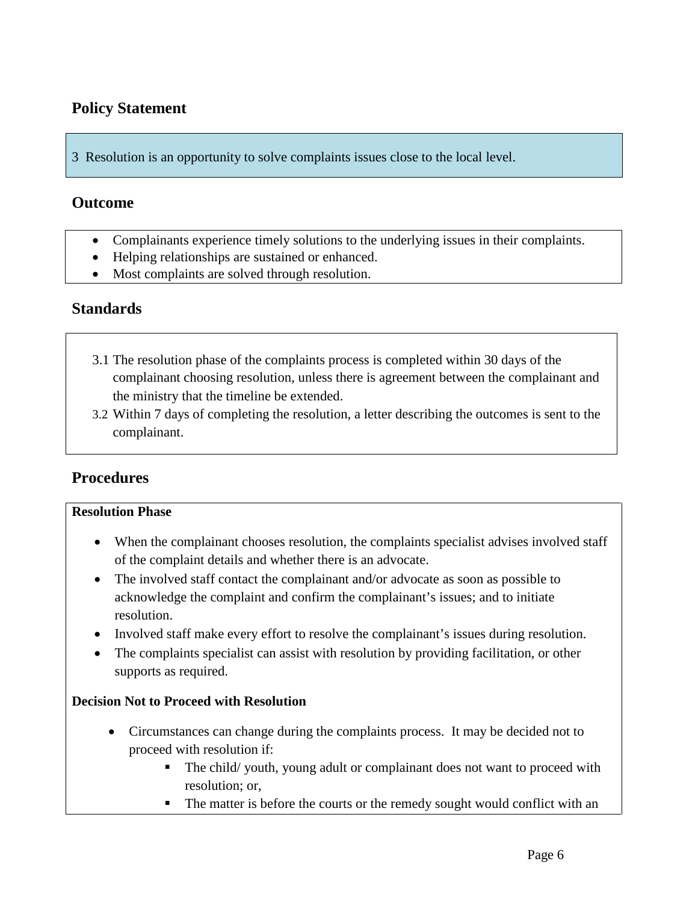## Policy Statement

3 Resolution is an opportunity to solve complaints issues close to the local level.

## Outcome

- Complainants experience timely solutions to the underlying issues in their complaints.
- Helping relationships are sustained or enhanced.
- Most complaints are solved through resolution.

## Standards

3.1 The resolution phase of the complaints process is completed within 30 days of the complainant choosing resolution, unless there is agreement between the complainant and the ministry that the timeline be extended.

3.2 Within 7 days of completing the resolution, a letter describing the outcomes is sent to the complainant.

## Procedures

**Resolution Phase**

- When the complainant chooses resolution, the complaints specialist advises involved staff of the complaint details and whether there is an advocate.
- The involved staff contact the complainant and/or advocate as soon as possible to acknowledge the complaint and confirm the complainant's issues; and to initiate resolution.
- Involved staff make every effort to resolve the complainant's issues during resolution.
- The complaints specialist can assist with resolution by providing facilitation, or other supports as required.

**Decision Not to Proceed with Resolution**

- Circumstances can change during the complaints process. It may be decided not to proceed with resolution if:
  - The child/ youth, young adult or complainant does not want to proceed with resolution; or,
  - The matter is before the courts or the remedy sought would conflict with an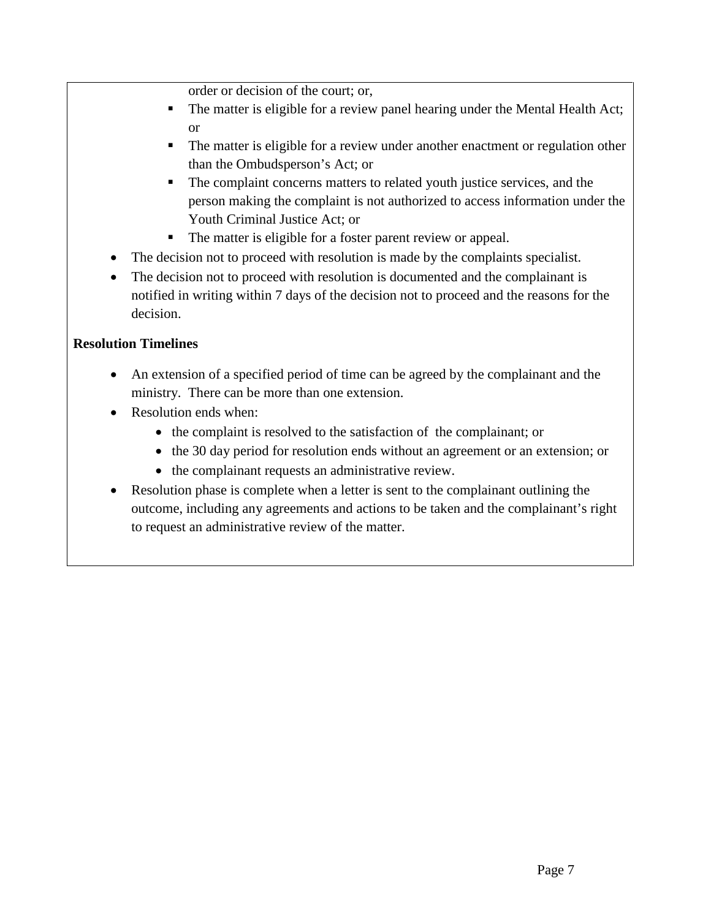order or decision of the court; or,

    - The matter is eligible for a review panel hearing under the Mental Health Act; or
    - The matter is eligible for a review under another enactment or regulation other than the Ombudsperson's Act; or
    - The complaint concerns matters to related youth justice services, and the person making the complaint is not authorized to access information under the Youth Criminal Justice Act; or
    - The matter is eligible for a foster parent review or appeal.

- The decision not to proceed with resolution is made by the complaints specialist.
- The decision not to proceed with resolution is documented and the complainant is notified in writing within 7 days of the decision not to proceed and the reasons for the decision.

**Resolution Timelines**

- An extension of a specified period of time can be agreed by the complainant and the ministry. There can be more than one extension.
- Resolution ends when:
    - the complaint is resolved to the satisfaction of the complainant; or
    - the 30 day period for resolution ends without an agreement or an extension; or
    - the complainant requests an administrative review.
- Resolution phase is complete when a letter is sent to the complainant outlining the outcome, including any agreements and actions to be taken and the complainant's right to request an administrative review of the matter.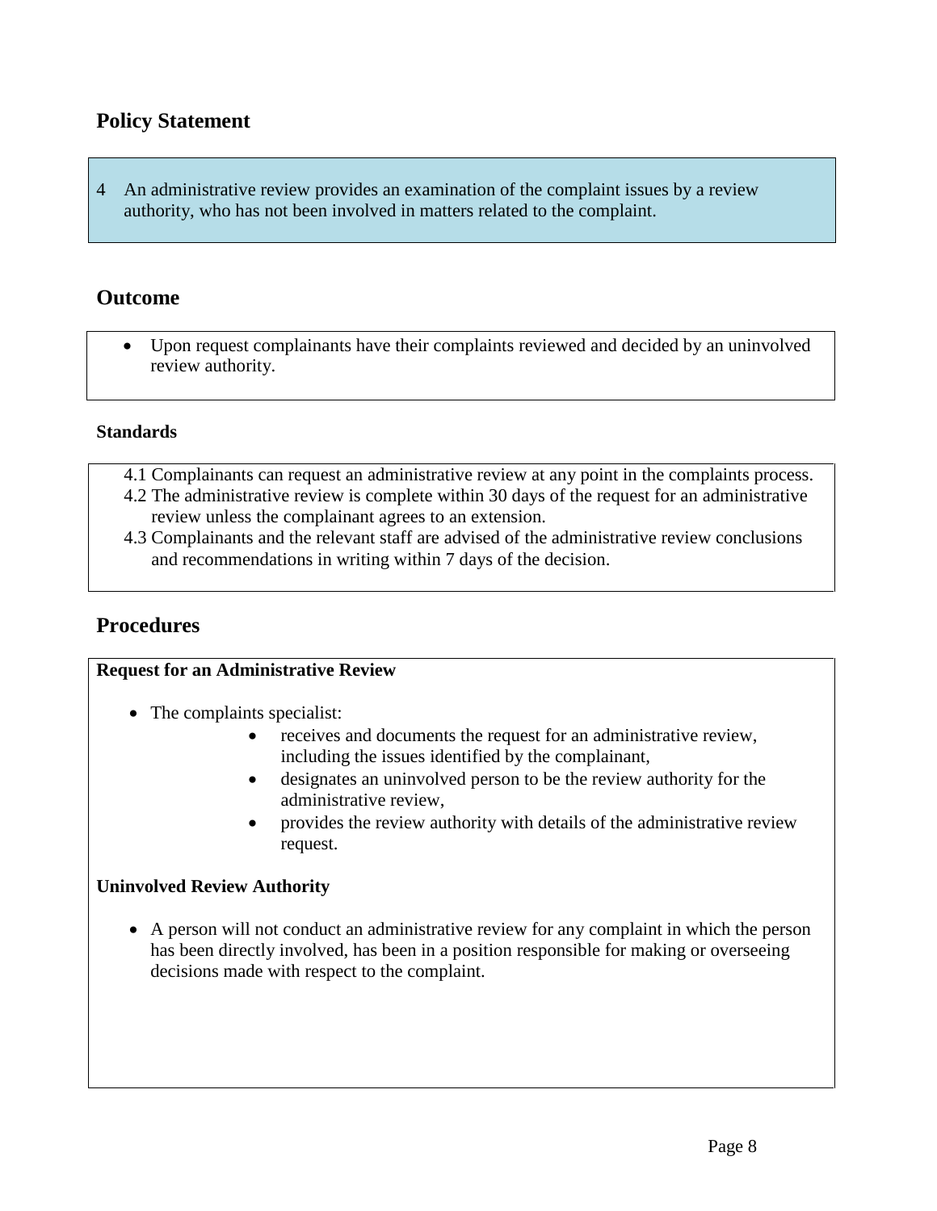## Policy Statement

4 An administrative review provides an examination of the complaint issues by a review authority, who has not been involved in matters related to the complaint.

## Outcome

- Upon request complainants have their complaints reviewed and decided by an uninvolved review authority.

### Standards

4.1 Complainants can request an administrative review at any point in the complaints process.
4.2 The administrative review is complete within 30 days of the request for an administrative review unless the complainant agrees to an extension.
4.3 Complainants and the relevant staff are advised of the administrative review conclusions and recommendations in writing within 7 days of the decision.

## Procedures

**Request for an Administrative Review**

- The complaints specialist:
  - receives and documents the request for an administrative review, including the issues identified by the complainant,
  - designates an uninvolved person to be the review authority for the administrative review,
  - provides the review authority with details of the administrative review request.

**Uninvolved Review Authority**

- A person will not conduct an administrative review for any complaint in which the person has been directly involved, has been in a position responsible for making or overseeing decisions made with respect to the complaint.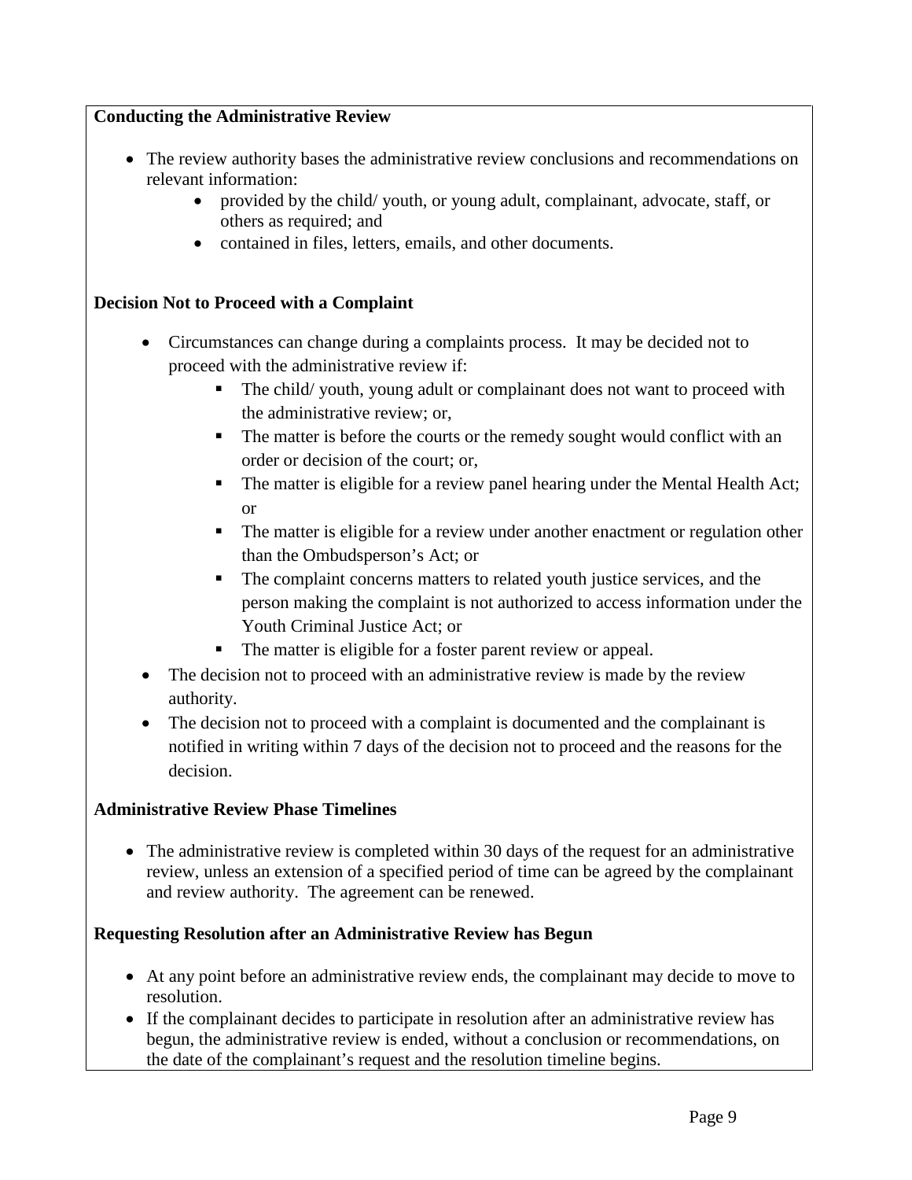**Conducting the Administrative Review**

- The review authority bases the administrative review conclusions and recommendations on relevant information:
  - provided by the child/ youth, or young adult, complainant, advocate, staff, or others as required; and
  - contained in files, letters, emails, and other documents.

**Decision Not to Proceed with a Complaint**

- Circumstances can change during a complaints process. It may be decided not to proceed with the administrative review if:
  - The child/ youth, young adult or complainant does not want to proceed with the administrative review; or,
  - The matter is before the courts or the remedy sought would conflict with an order or decision of the court; or,
  - The matter is eligible for a review panel hearing under the Mental Health Act; or
  - The matter is eligible for a review under another enactment or regulation other than the Ombudsperson's Act; or
  - The complaint concerns matters to related youth justice services, and the person making the complaint is not authorized to access information under the Youth Criminal Justice Act; or
  - The matter is eligible for a foster parent review or appeal.
- The decision not to proceed with an administrative review is made by the review authority.
- The decision not to proceed with a complaint is documented and the complainant is notified in writing within 7 days of the decision not to proceed and the reasons for the decision.

**Administrative Review Phase Timelines**

- The administrative review is completed within 30 days of the request for an administrative review, unless an extension of a specified period of time can be agreed by the complainant and review authority. The agreement can be renewed.

**Requesting Resolution after an Administrative Review has Begun**

- At any point before an administrative review ends, the complainant may decide to move to resolution.
- If the complainant decides to participate in resolution after an administrative review has begun, the administrative review is ended, without a conclusion or recommendations, on the date of the complainant's request and the resolution timeline begins.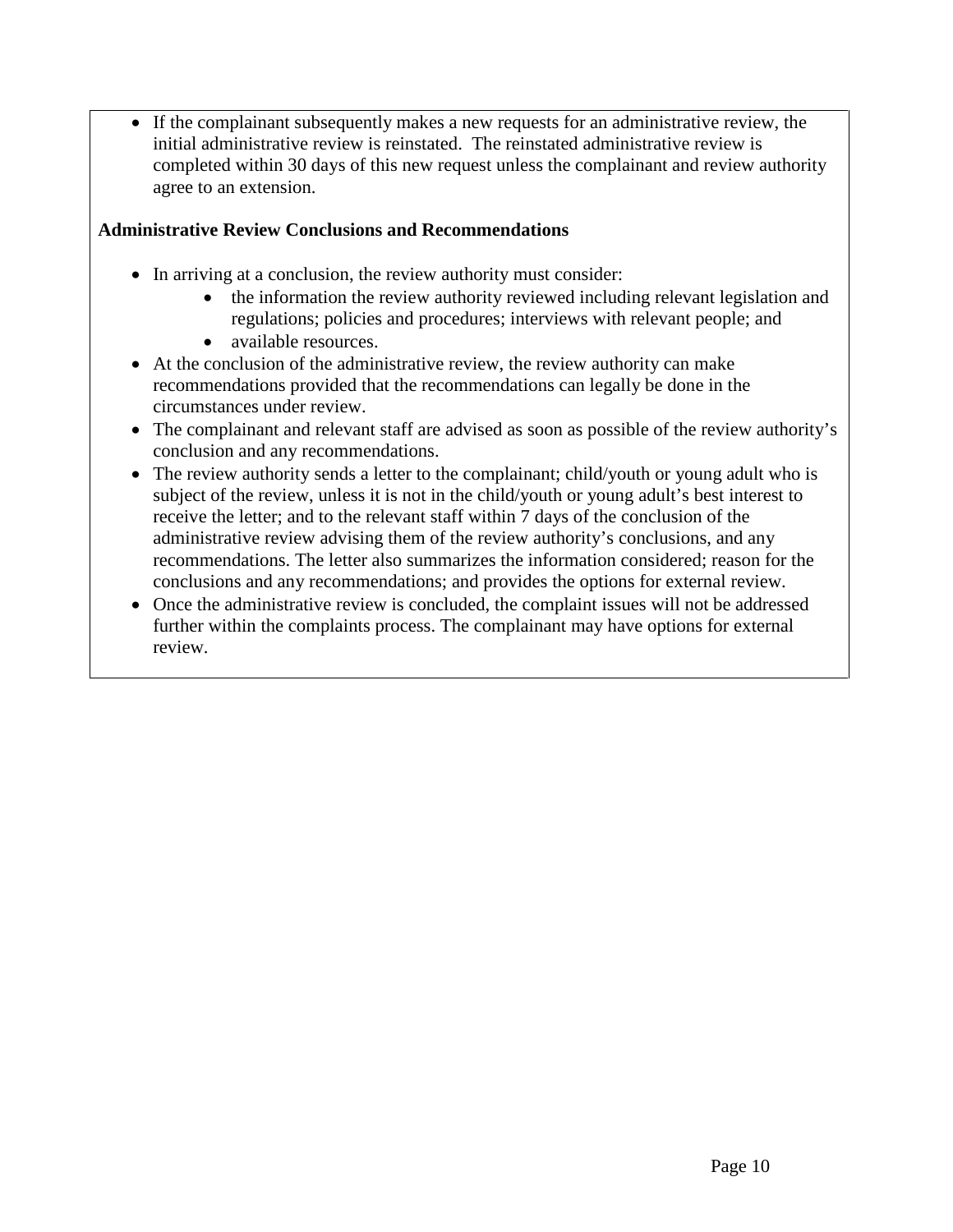- If the complainant subsequently makes a new requests for an administrative review, the initial administrative review is reinstated. The reinstated administrative review is completed within 30 days of this new request unless the complainant and review authority agree to an extension.

**Administrative Review Conclusions and Recommendations**

- In arriving at a conclusion, the review authority must consider:
  - the information the review authority reviewed including relevant legislation and regulations; policies and procedures; interviews with relevant people; and
  - available resources.
- At the conclusion of the administrative review, the review authority can make recommendations provided that the recommendations can legally be done in the circumstances under review.
- The complainant and relevant staff are advised as soon as possible of the review authority's conclusion and any recommendations.
- The review authority sends a letter to the complainant; child/youth or young adult who is subject of the review, unless it is not in the child/youth or young adult's best interest to receive the letter; and to the relevant staff within 7 days of the conclusion of the administrative review advising them of the review authority's conclusions, and any recommendations. The letter also summarizes the information considered; reason for the conclusions and any recommendations; and provides the options for external review.
- Once the administrative review is concluded, the complaint issues will not be addressed further within the complaints process. The complainant may have options for external review.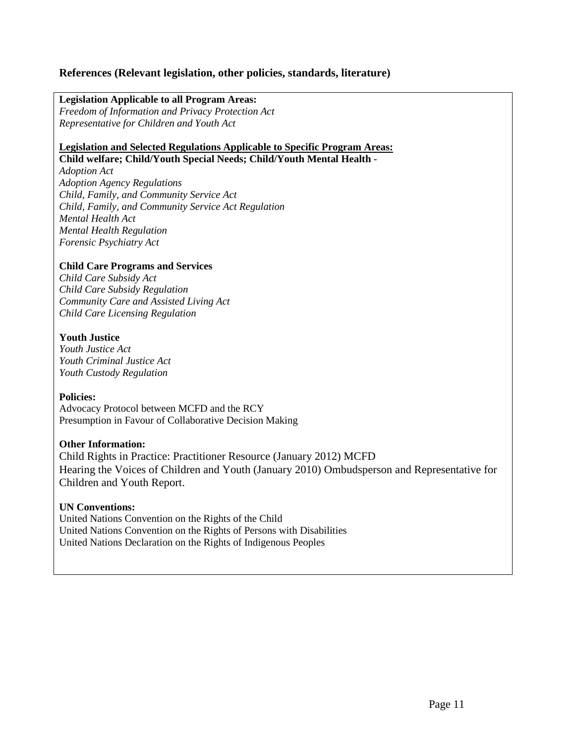## References (Relevant legislation, other policies, standards, literature)

**Legislation Applicable to all Program Areas:**
*Freedom of Information and Privacy Protection Act*
*Representative for Children and Youth Act*

**Legislation and Selected Regulations Applicable to Specific Program Areas:**
**Child welfare; Child/Youth Special Needs; Child/Youth Mental Health** -
*Adoption Act*
*Adoption Agency Regulations*
*Child, Family, and Community Service Act*
*Child, Family, and Community Service Act Regulation*
*Mental Health Act*
*Mental Health Regulation*
*Forensic Psychiatry Act*

**Child Care Programs and Services**
*Child Care Subsidy Act*
*Child Care Subsidy Regulation*
*Community Care and Assisted Living Act*
*Child Care Licensing Regulation*

**Youth Justice**
*Youth Justice Act*
*Youth Criminal Justice Act*
*Youth Custody Regulation*

**Policies:**
Advocacy Protocol between MCFD and the RCY
Presumption in Favour of Collaborative Decision Making

**Other Information:**
Child Rights in Practice: Practitioner Resource (January 2012) MCFD
Hearing the Voices of Children and Youth (January 2010) Ombudsperson and Representative for Children and Youth Report.

**UN Conventions:**
United Nations Convention on the Rights of the Child
United Nations Convention on the Rights of Persons with Disabilities
United Nations Declaration on the Rights of Indigenous Peoples